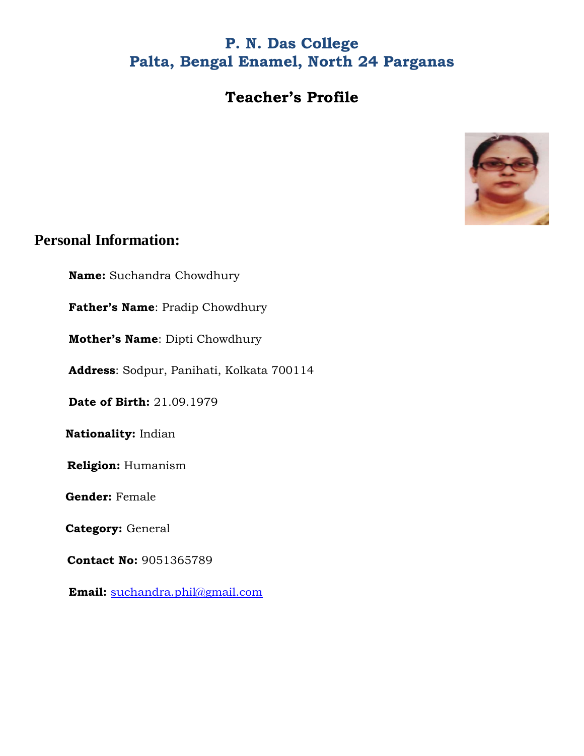# P. N. Das College
# Palta, Bengal Enamel, North 24 Parganas

## Teacher's Profile

### Personal Information:

**Name:** Suchandra Chowdhury

**Father's Name**: Pradip Chowdhury

**Mother's Name**: Dipti Chowdhury

**Address**: Sodpur, Panihati, Kolkata 700114

**Date of Birth:** 21.09.1979

**Nationality:** Indian

**Religion:** Humanism

**Gender:** Female

**Category:** General

**Contact No:** 9051365789

**Email:** suchandra.phil@gmail.com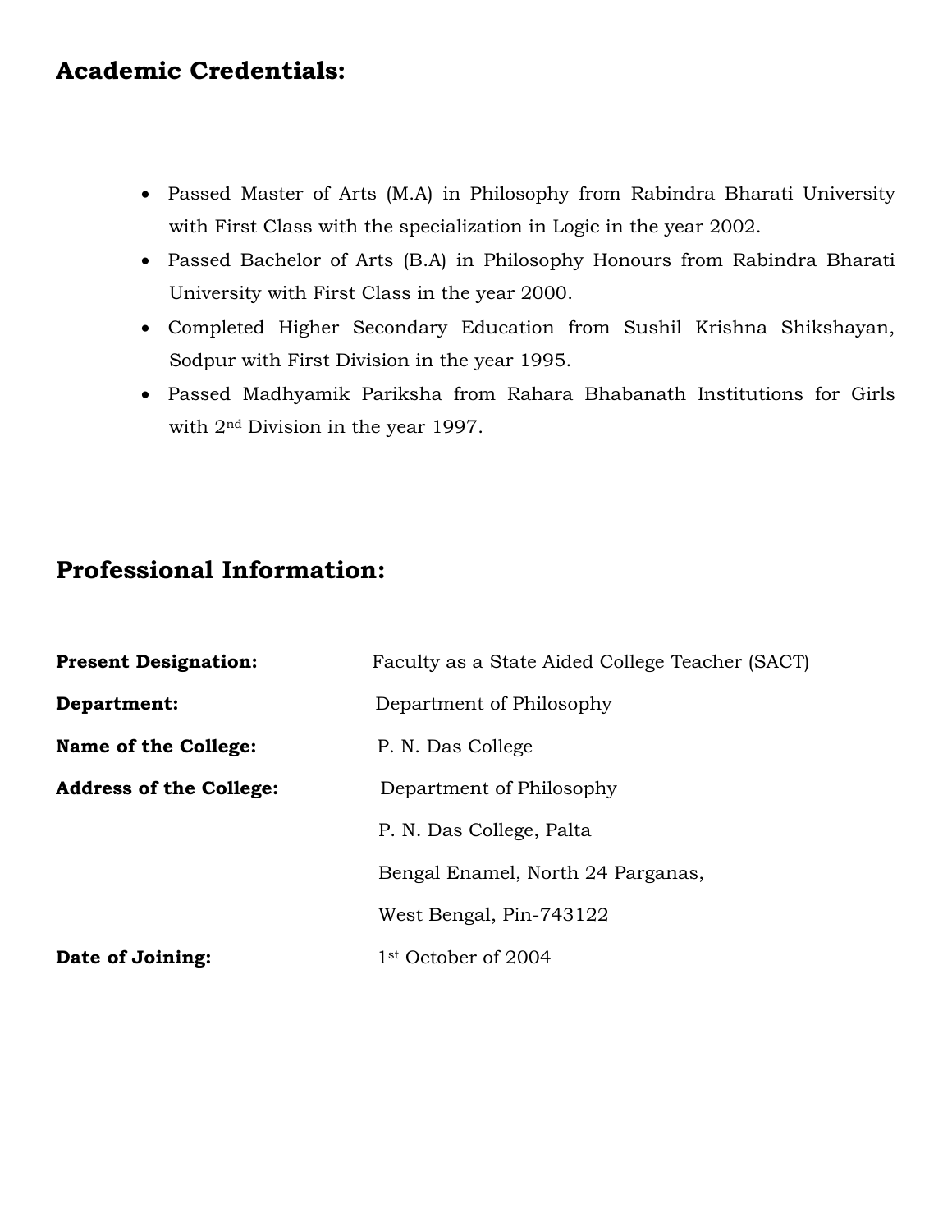## Academic Credentials:

- Passed Master of Arts (M.A) in Philosophy from Rabindra Bharati University with First Class with the specialization in Logic in the year 2002.
- Passed Bachelor of Arts (B.A) in Philosophy Honours from Rabindra Bharati University with First Class in the year 2000.
- Completed Higher Secondary Education from Sushil Krishna Shikshayan, Sodpur with First Division in the year 1995.
- Passed Madhyamik Pariksha from Rahara Bhabanath Institutions for Girls with 2nd Division in the year 1997.

## Professional Information:

**Present Designation:** Faculty as a State Aided College Teacher (SACT)

**Department:** Department of Philosophy

**Name of the College:** P. N. Das College

**Address of the College:** Department of Philosophy
P. N. Das College, Palta
Bengal Enamel, North 24 Parganas,
West Bengal, Pin-743122

**Date of Joining:** 1st October of 2004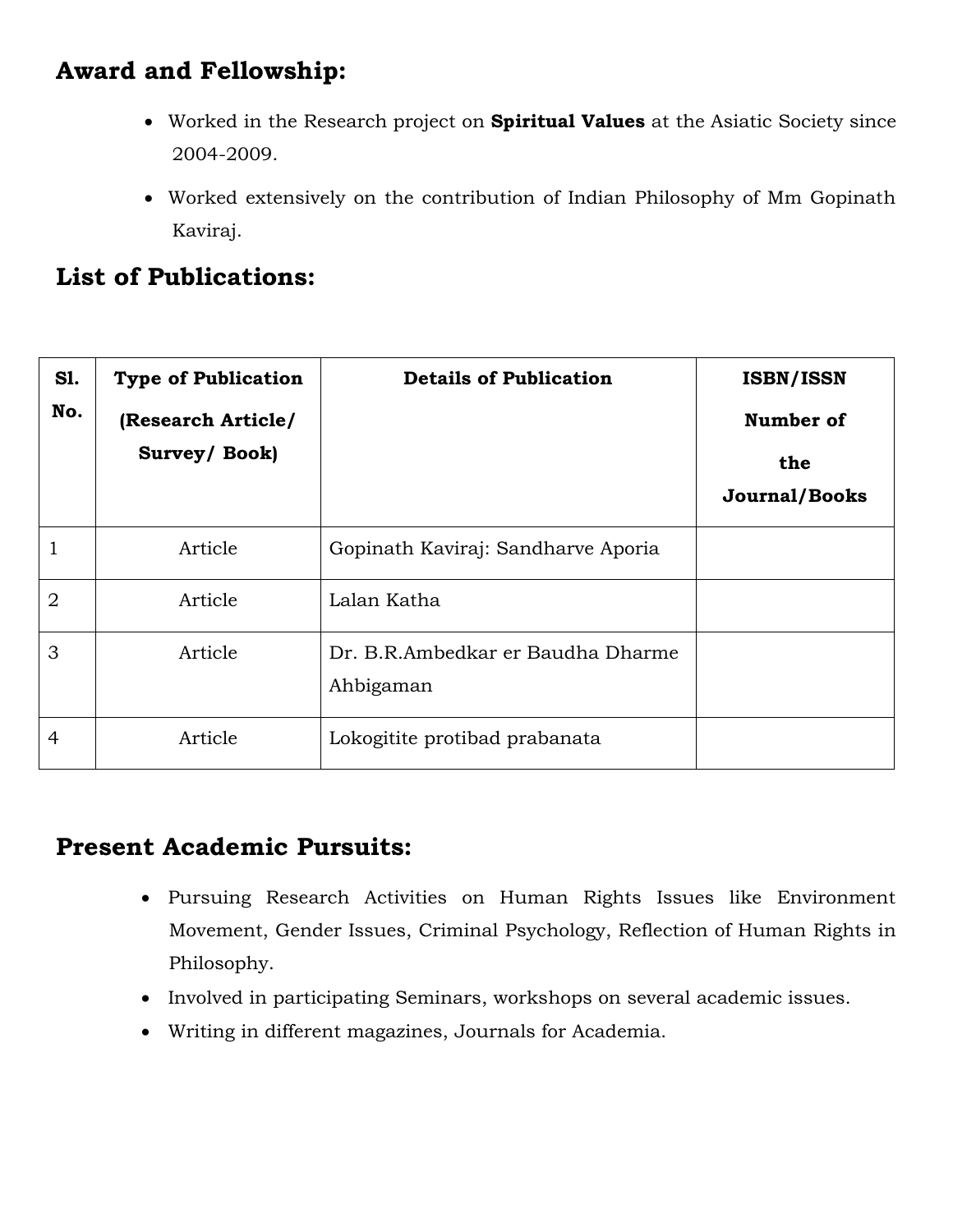## Award and Fellowship:

- Worked in the Research project on **Spiritual Values** at the Asiatic Society since 2004-2009.
- Worked extensively on the contribution of Indian Philosophy of Mm Gopinath Kaviraj.

## List of Publications:

| Sl. No. | Type of Publication (Research Article/ Survey/ Book) | Details of Publication | ISBN/ISSN Number of the Journal/Books |
|---|---|---|---|
| 1 | Article | Gopinath Kaviraj: Sandharve Aporia | |
| 2 | Article | Lalan Katha | |
| 3 | Article | Dr. B.R.Ambedkar er Baudha Dharme Ahbigaman | |
| 4 | Article | Lokogitite protibad prabanata | |

## Present Academic Pursuits:

- Pursuing Research Activities on Human Rights Issues like Environment Movement, Gender Issues, Criminal Psychology, Reflection of Human Rights in Philosophy.
- Involved in participating Seminars, workshops on several academic issues.
- Writing in different magazines, Journals for Academia.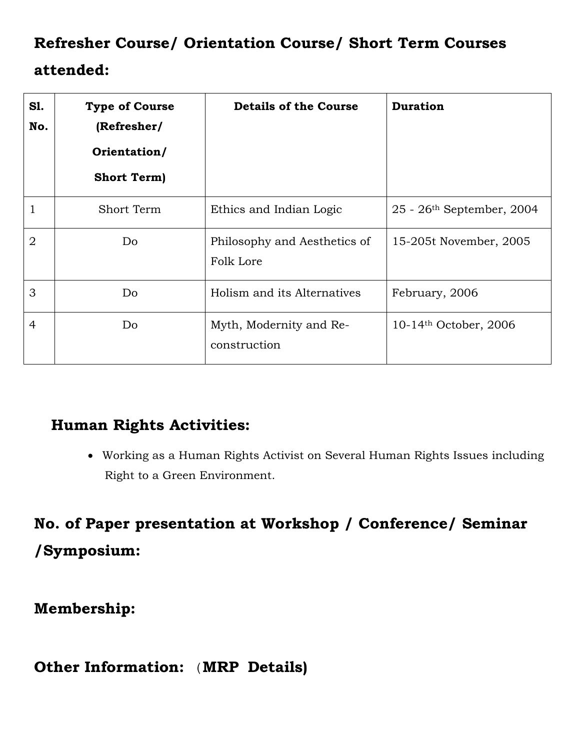## Refresher Course/ Orientation Course/ Short Term Courses attended:

| Sl. No. | Type of Course (Refresher/ Orientation/ Short Term) | Details of the Course | Duration |
|---|---|---|---|
| 1 | Short Term | Ethics and Indian Logic | 25 - 26th September, 2004 |
| 2 | Do | Philosophy and Aesthetics of Folk Lore | 15-205t November, 2005 |
| 3 | Do | Holism and its Alternatives | February, 2006 |
| 4 | Do | Myth, Modernity and Re-construction | 10-14th October, 2006 |

## Human Rights Activities:

- Working as a Human Rights Activist on Several Human Rights Issues including Right to a Green Environment.

## No. of Paper presentation at Workshop / Conference/ Seminar /Symposium:

## Membership:

## Other Information: （MRP Details)